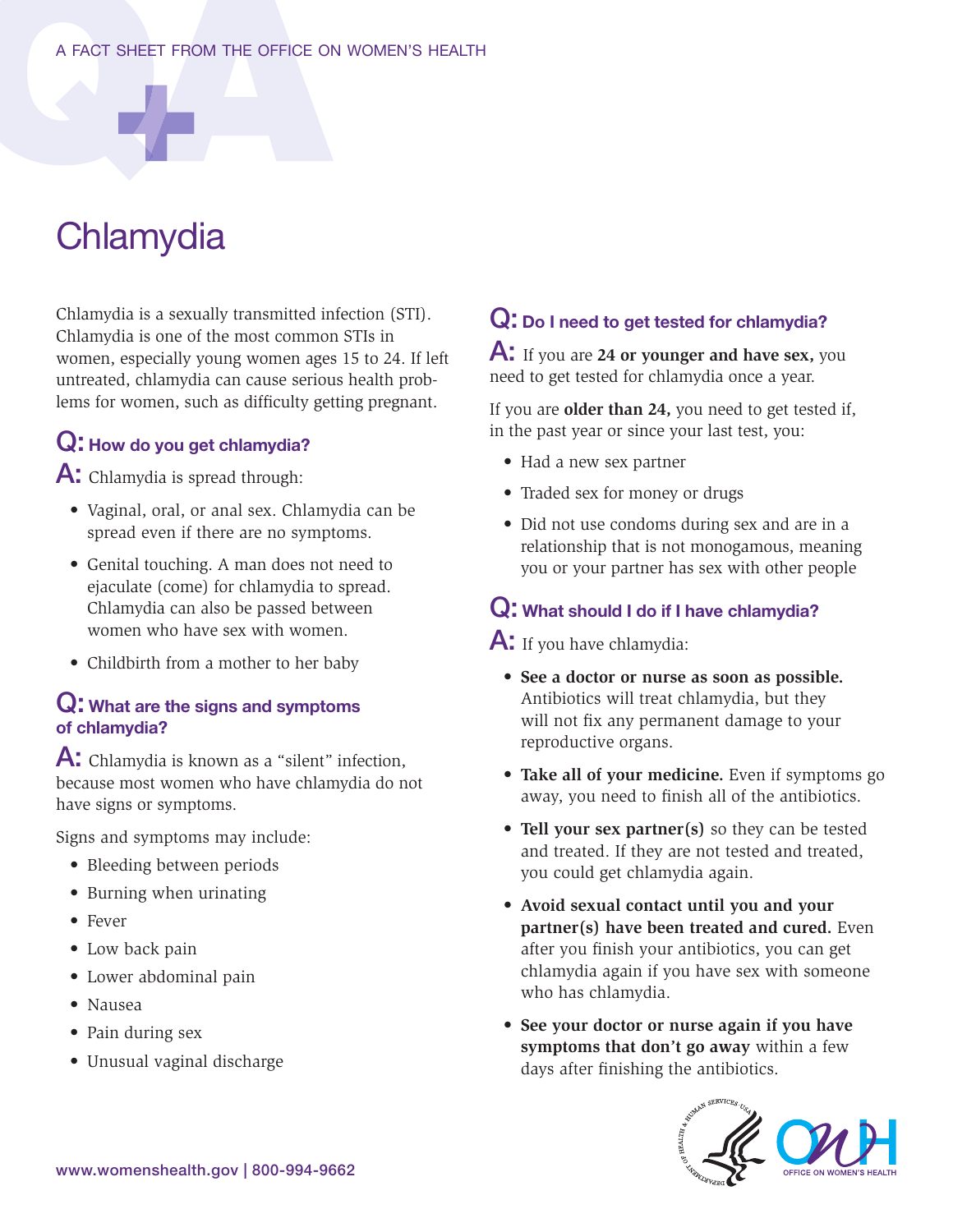A FACT SHEET FROM THE OFFICE ON WOMEN'S HEALTH

# Chlamydia

Chlamydia is a sexually transmitted infection (STI). Chlamydia is one of the most common STIs in women, especially young women ages 15 to 24. If left untreated, chlamydia can cause serious health problems for women, such as difficulty getting pregnant.

## Q: How do you get chlamydia?

**A:** Chlamydia is spread through:

- Vaginal, oral, or anal sex. Chlamydia can be spread even if there are no symptoms.
- Genital touching. A man does not need to ejaculate (come) for chlamydia to spread. Chlamydia can also be passed between women who have sex with women.
- Childbirth from a mother to her baby

## Q: What are the signs and symptoms of chlamydia?

**A:** Chlamydia is known as a "silent" infection, because most women who have chlamydia do not have signs or symptoms.

Signs and symptoms may include:

- Bleeding between periods
- Burning when urinating
- Fever
- Low back pain
- Lower abdominal pain
- Nausea
- Pain during sex
- Unusual vaginal discharge

## Q: Do I need to get tested for chlamydia?

**A:** If you are **24 or younger and have sex,** you need to get tested for chlamydia once a year.

If you are **older than 24,** you need to get tested if, in the past year or since your last test, you:

- Had a new sex partner
- Traded sex for money or drugs
- Did not use condoms during sex and are in a relationship that is not monogamous, meaning you or your partner has sex with other people

## Q: What should I do if I have chlamydia?

**A:** If you have chlamydia:

- **See a doctor or nurse as soon as possible.** Antibiotics will treat chlamydia, but they will not fix any permanent damage to your reproductive organs.
- **Take all of your medicine.** Even if symptoms go away, you need to finish all of the antibiotics.
- **Tell your sex partner(s)** so they can be tested and treated. If they are not tested and treated, you could get chlamydia again.
- **Avoid sexual contact until you and your partner(s) have been treated and cured.** Even after you finish your antibiotics, you can get chlamydia again if you have sex with someone who has chlamydia.
- **See your doctor or nurse again if you have symptoms that don't go away** within a few days after finishing the antibiotics.

www.womenshealth.gov | 800-994-9662

OFFICE ON WOMEN'S HEALTH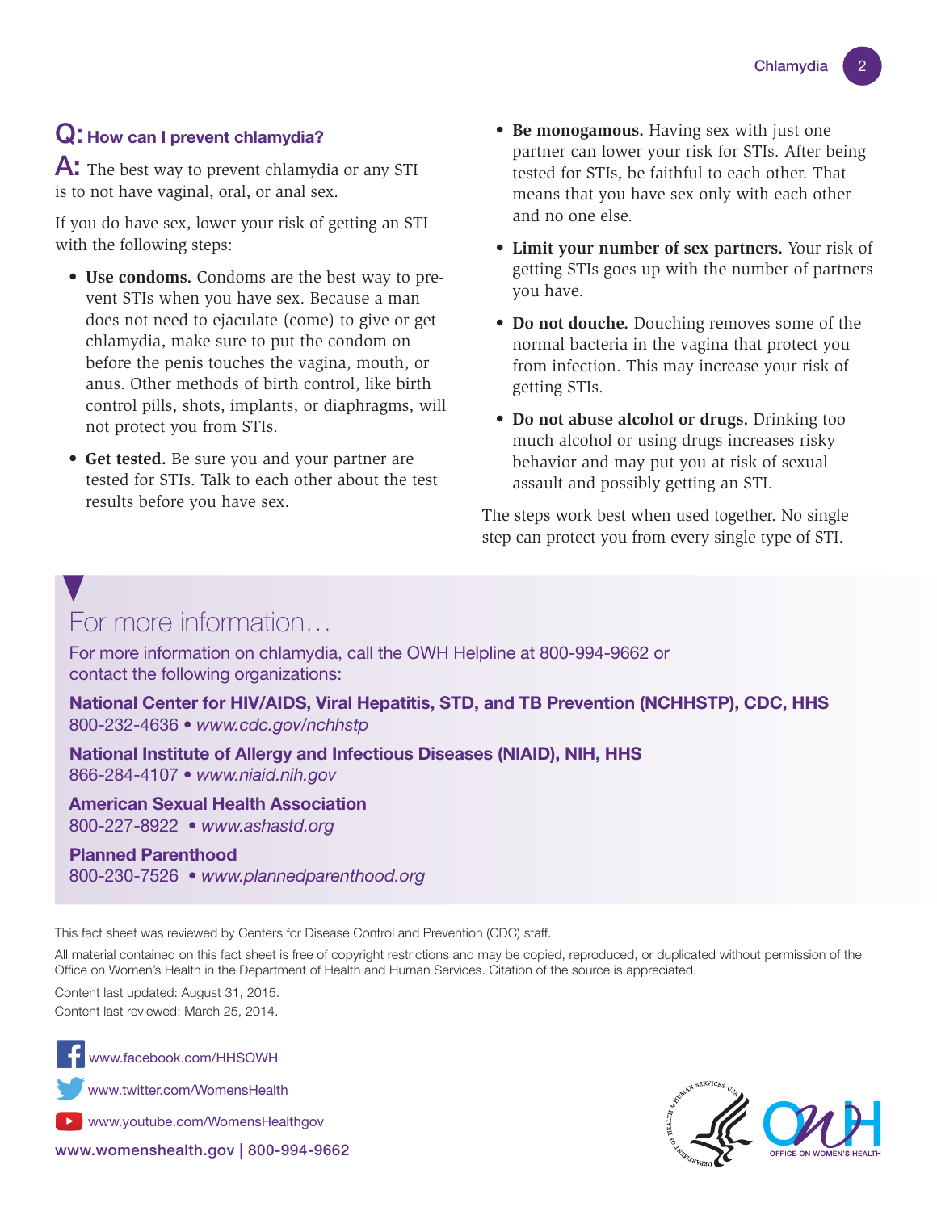## Q: How can I prevent chlamydia?

**A:** The best way to prevent chlamydia or any STI is to not have vaginal, oral, or anal sex.

If you do have sex, lower your risk of getting an STI with the following steps:

- **Use condoms.** Condoms are the best way to prevent STIs when you have sex. Because a man does not need to ejaculate (come) to give or get chlamydia, make sure to put the condom on before the penis touches the vagina, mouth, or anus. Other methods of birth control, like birth control pills, shots, implants, or diaphragms, will not protect you from STIs.
- **Get tested.** Be sure you and your partner are tested for STIs. Talk to each other about the test results before you have sex.
- **Be monogamous.** Having sex with just one partner can lower your risk for STIs. After being tested for STIs, be faithful to each other. That means that you have sex only with each other and no one else.
- **Limit your number of sex partners.** Your risk of getting STIs goes up with the number of partners you have.
- **Do not douche.** Douching removes some of the normal bacteria in the vagina that protect you from infection. This may increase your risk of getting STIs.
- **Do not abuse alcohol or drugs.** Drinking too much alcohol or using drugs increases risky behavior and may put you at risk of sexual assault and possibly getting an STI.

The steps work best when used together. No single step can protect you from every single type of STI.

## For more information…

For more information on chlamydia, call the OWH Helpline at 800-994-9662 or contact the following organizations:

**National Center for HIV/AIDS, Viral Hepatitis, STD, and TB Prevention (NCHHSTP), CDC, HHS**
800-232-4636 • *www.cdc.gov/nchhstp*

**National Institute of Allergy and Infectious Diseases (NIAID), NIH, HHS**
866-284-4107 • *www.niaid.nih.gov*

**American Sexual Health Association**
800-227-8922 • *www.ashastd.org*

**Planned Parenthood**
800-230-7526 • *www.plannedparenthood.org*

This fact sheet was reviewed by Centers for Disease Control and Prevention (CDC) staff.

All material contained on this fact sheet is free of copyright restrictions and may be copied, reproduced, or duplicated without permission of the Office on Women's Health in the Department of Health and Human Services. Citation of the source is appreciated.

Content last updated: August 31, 2015.
Content last reviewed: March 25, 2014.

www.facebook.com/HHSOWH
www.twitter.com/WomensHealth
www.youtube.com/WomensHealthgov

**www.womenshealth.gov | 800-994-9662**